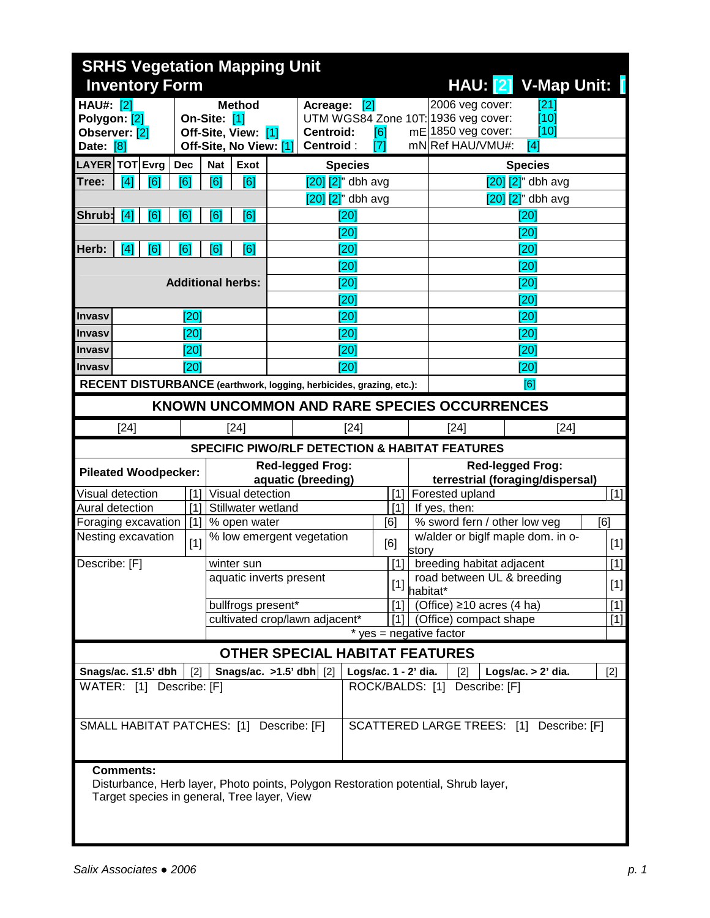# SRHS Vegetation Mapping Unit Inventory Form

**HAU: [2] V-Map Unit: [**

| | | | |
|---|---|---|---|
| **HAU#:** [2] | **Method** | **Acreage:** [2] | 2006 veg cover: [21] |
| **Polygon:** [2] | **On-Site:** [1] | UTM WGS84 Zone 10T: | 1936 veg cover: [10] |
| **Observer:** [2] | **Off-Site, View:** [1] | **Centroid:** [6] mE | 1850 veg cover: [10] |
| **Date:** [8] | **Off-Site, No View:** [1] | **Centroid :** [7] mN | Ref HAU/VMU#: [4] |

| LAYER | TOT | Evrg | Dec | Nat | Exot | Species | Species |
|---|---|---|---|---|---|---|---|
| **Tree:** | [4] | [6] | [6] | [6] | [6] | [20] [2]" dbh avg | [20] [2]" dbh avg |
| | | | | | | [20] [2]" dbh avg | [20] [2]" dbh avg |
| **Shrub:** | [4] | [6] | [6] | [6] | [6] | [20] | [20] |
| | | | | | | [20] | [20] |
| **Herb:** | [4] | [6] | [6] | [6] | [6] | [20] | [20] |
| | | | | | | [20] | [20] |
| **Additional herbs:** | | | | | | [20] | [20] |
| | | | | | | [20] | [20] |
| **Invasv** | [20] | | | | | [20] | [20] |
| **Invasv** | [20] | | | | | [20] | [20] |
| **Invasv** | [20] | | | | | [20] | [20] |
| **Invasv** | [20] | | | | | [20] | [20] |
| **RECENT DISTURBANCE** (earthwork, logging, herbicides, grazing, etc.): | | | | | | | [6] |

## KNOWN UNCOMMON AND RARE SPECIES OCCURRENCES

| | | | | |
|---|---|---|---|---|
| [24] | [24] | [24] | [24] | [24] |

## SPECIFIC PIWO/RLF DETECTION & HABITAT FEATURES

| Pileated Woodpecker: | | Red-legged Frog: aquatic (breeding) | | Red-legged Frog: terrestrial (foraging/dispersal) | |
|---|---|---|---|---|---|
| Visual detection | [1] | Visual detection | [1] | Forested upland | [1] |
| Aural detection | [1] | Stillwater wetland | [1] | If yes, then: | |
| Foraging excavation | [1] | % open water | [6] | % sword fern / other low veg | [6] |
| Nesting excavation | [1] | % low emergent vegetation | [6] | w/alder or biglf maple dom. in o-story | [1] |
| Describe: [F] | | winter sun | [1] | breeding habitat adjacent | [1] |
| | | aquatic inverts present | [1] | road between UL & breeding habitat* | [1] |
| | | bullfrogs present* | [1] | (Office) ≥10 acres (4 ha) | [1] |
| | | cultivated crop/lawn adjacent* | [1] | (Office) compact shape | [1] |
| | | * yes = negative factor | | | |

## OTHER SPECIAL HABITAT FEATURES

| **Snags/ac. ≤1.5' dbh** | [2] | **Snags/ac. >1.5' dbh** | [2] | **Logs/ac. 1 - 2' dia.** | [2] | **Logs/ac. > 2' dia.** | [2] |
|---|---|---|---|---|---|---|---|

WATER: [1] Describe: [F]

ROCK/BALDS: [1] Describe: [F]

SMALL HABITAT PATCHES: [1] Describe: [F]

SCATTERED LARGE TREES: [1] Describe: [F]

**Comments:**
Disturbance, Herb layer, Photo points, Polygon Restoration potential, Shrub layer, Target species in general, Tree layer, View

*Salix Associates • 2006*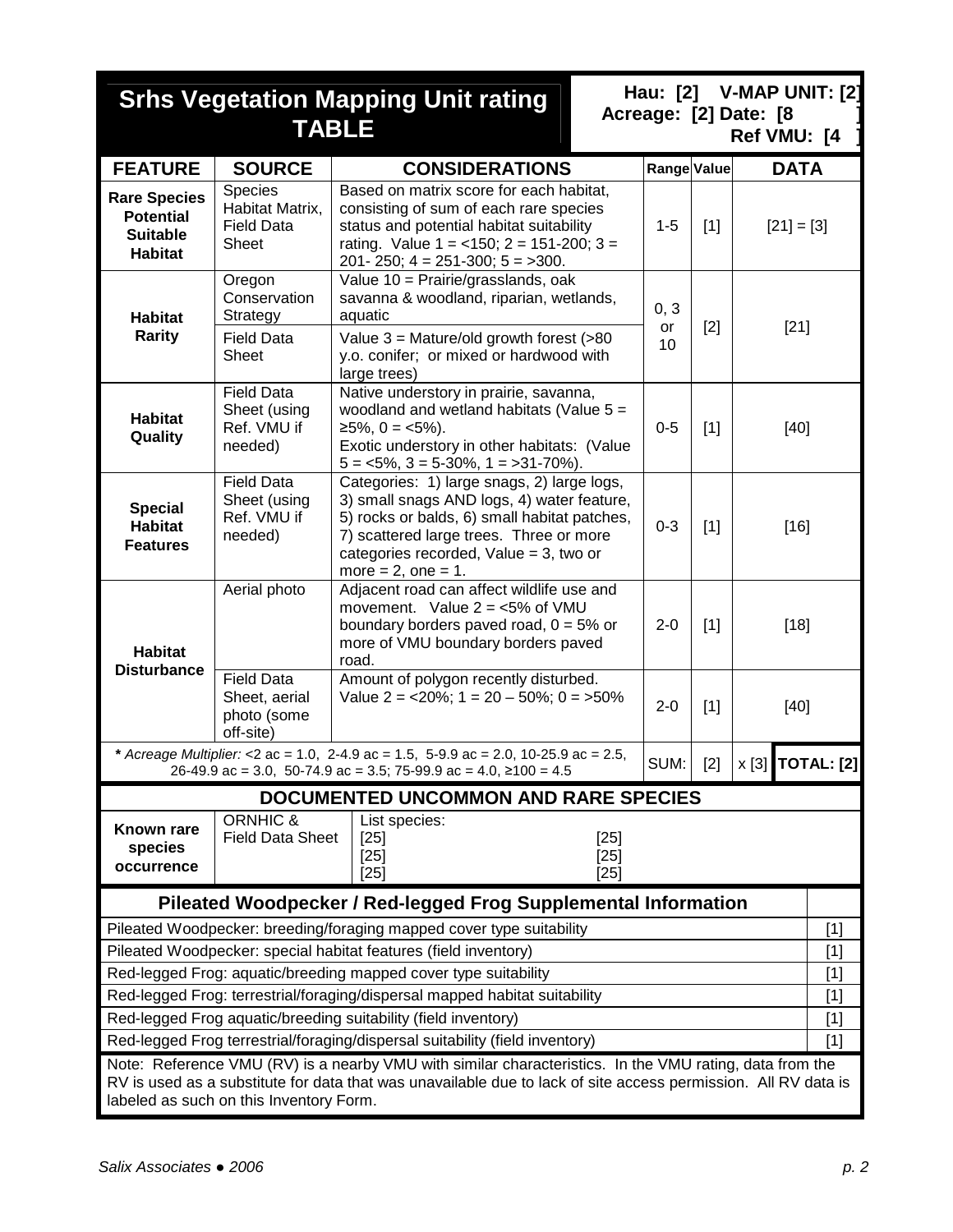# Srhs Vegetation Mapping Unit rating TABLE

**Hau: [2] V-MAP UNIT: [2]**
**Acreage: [2] Date: [8 ]**
**Ref VMU: [4 ]**

| FEATURE | SOURCE | CONSIDERATIONS | Range | Value | DATA |
|---|---|---|---|---|---|
| **Rare Species Potential Suitable Habitat** | Species Habitat Matrix, Field Data Sheet | Based on matrix score for each habitat, consisting of sum of each rare species status and potential habitat suitability rating. Value 1 = <150; 2 = 151-200; 3 = 201- 250; 4 = 251-300; 5 = >300. | 1-5 | [1] | [21] = [3] |
| **Habitat Rarity** | Oregon Conservation Strategy | Value 10 = Prairie/grasslands, oak savanna & woodland, riparian, wetlands, aquatic | 0, 3 or 10 | [2] | [21] |
| | Field Data Sheet | Value 3 = Mature/old growth forest (>80 y.o. conifer; or mixed or hardwood with large trees) | | | |
| **Habitat Quality** | Field Data Sheet (using Ref. VMU if needed) | Native understory in prairie, savanna, woodland and wetland habitats (Value 5 = ≥5%, 0 = <5%). Exotic understory in other habitats: (Value 5 = <5%, 3 = 5-30%, 1 = >31-70%). | 0-5 | [1] | [40] |
| **Special Habitat Features** | Field Data Sheet (using Ref. VMU if needed) | Categories: 1) large snags, 2) large logs, 3) small snags AND logs, 4) water feature, 5) rocks or balds, 6) small habitat patches, 7) scattered large trees. Three or more categories recorded, Value = 3, two or more = 2, one = 1. | 0-3 | [1] | [16] |
| **Habitat Disturbance** | Aerial photo | Adjacent road can affect wildlife use and movement. Value 2 = <5% of VMU boundary borders paved road, 0 = 5% or more of VMU boundary borders paved road. | 2-0 | [1] | [18] |
| | Field Data Sheet, aerial photo (some off-site) | Amount of polygon recently disturbed. Value 2 = <20%; 1 = 20 – 50%; 0 = >50% | 2-0 | [1] | [40] |
| | | ***** *Acreage Multiplier:* <2 ac = 1.0, 2-4.9 ac = 1.5, 5-9.9 ac = 2.0, 10-25.9 ac = 2.5, 26-49.9 ac = 3.0, 50-74.9 ac = 3.5; 75-99.9 ac = 4.0, ≥100 = 4.5 | SUM: | [2] | x [3] **TOTAL: [2]** |

## DOCUMENTED UNCOMMON AND RARE SPECIES

| | | | |
|---|---|---|---|
| **Known rare species occurrence** | ORNHIC & Field Data Sheet | List species:<br>[25]<br>[25]<br>[25] | <br>[25]<br>[25]<br>[25] |

## Pileated Woodpecker / Red-legged Frog Supplemental Information

| | |
|---|---|
| Pileated Woodpecker: breeding/foraging mapped cover type suitability | [1] |
| Pileated Woodpecker: special habitat features (field inventory) | [1] |
| Red-legged Frog: aquatic/breeding mapped cover type suitability | [1] |
| Red-legged Frog: terrestrial/foraging/dispersal mapped habitat suitability | [1] |
| Red-legged Frog aquatic/breeding suitability (field inventory) | [1] |
| Red-legged Frog terrestrial/foraging/dispersal suitability (field inventory) | [1] |

Note: Reference VMU (RV) is a nearby VMU with similar characteristics. In the VMU rating, data from the RV is used as a substitute for data that was unavailable due to lack of site access permission. All RV data is labeled as such on this Inventory Form.

*Salix Associates ● 2006*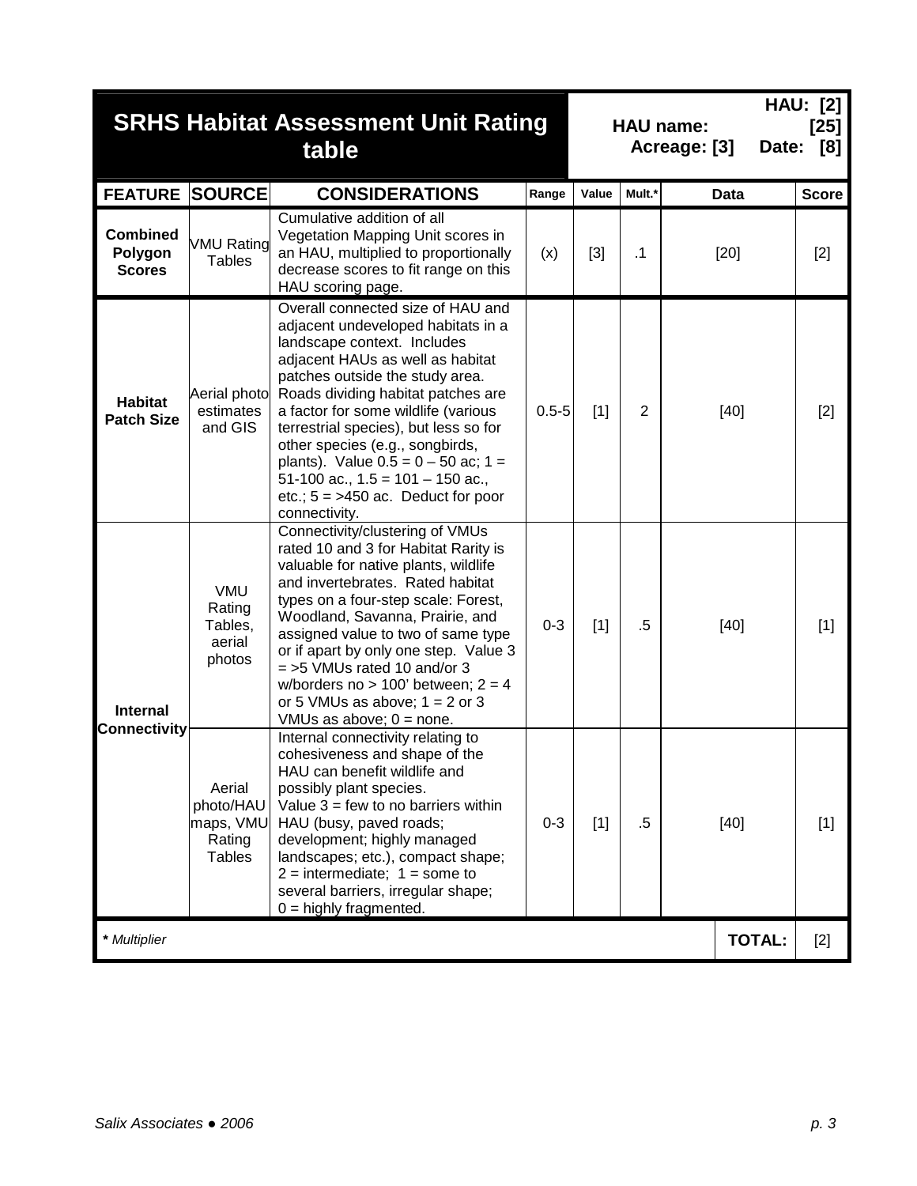# SRHS Habitat Assessment Unit Rating table

**HAU: [2]**

**HAU name: [25]**

**Acreage: [3]  Date: [8]**

| FEATURE | SOURCE | CONSIDERATIONS | Range | Value | Mult.* | Data | Score |
|---|---|---|---|---|---|---|---|
| **Combined Polygon Scores** | VMU Rating Tables | Cumulative addition of all Vegetation Mapping Unit scores in an HAU, multiplied to proportionally decrease scores to fit range on this HAU scoring page. | (x) | [3] | .1 | [20] | [2] |
| **Habitat Patch Size** | Aerial photo estimates and GIS | Overall connected size of HAU and adjacent undeveloped habitats in a landscape context. Includes adjacent HAUs as well as habitat patches outside the study area. Roads dividing habitat patches are a factor for some wildlife (various terrestrial species), but less so for other species (e.g., songbirds, plants). Value 0.5 = 0 – 50 ac; 1 = 51-100 ac., 1.5 = 101 – 150 ac., etc.; 5 = >450 ac. Deduct for poor connectivity. | 0.5-5 | [1] | 2 | [40] | [2] |
| **Internal Connectivity** | VMU Rating Tables, aerial photos | Connectivity/clustering of VMUs rated 10 and 3 for Habitat Rarity is valuable for native plants, wildlife and invertebrates. Rated habitat types on a four-step scale: Forest, Woodland, Savanna, Prairie, and assigned value to two of same type or if apart by only one step. Value 3 = >5 VMUs rated 10 and/or 3 w/borders no > 100' between; 2 = 4 or 5 VMUs as above; 1 = 2 or 3 VMUs as above; 0 = none. | 0-3 | [1] | .5 | [40] | [1] |
| | Aerial photo/HAU maps, VMU Rating Tables | Internal connectivity relating to cohesiveness and shape of the HAU can benefit wildlife and possibly plant species. Value 3 = few to no barriers within HAU (busy, paved roads; development; highly managed landscapes; etc.), compact shape; 2 = intermediate; 1 = some to several barriers, irregular shape; 0 = highly fragmented. | 0-3 | [1] | .5 | [40] | [1] |
| | | | | | | **TOTAL:** | [2] |

***** *Multiplier*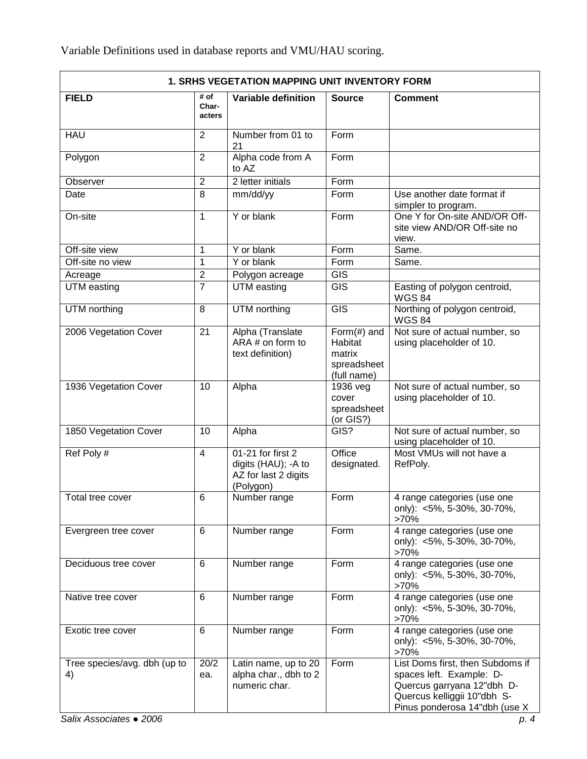Variable Definitions used in database reports and VMU/HAU scoring.

| 1. SRHS VEGETATION MAPPING UNIT INVENTORY FORM | | | | |
|---|---|---|---|---|
| **FIELD** | **# of Char-acters** | **Variable definition** | **Source** | **Comment** |
| HAU | 2 | Number from 01 to 21 | Form | |
| Polygon | 2 | Alpha code from A to AZ | Form | |
| Observer | 2 | 2 letter initials | Form | |
| Date | 8 | mm/dd/yy | Form | Use another date format if simpler to program. |
| On-site | 1 | Y or blank | Form | One Y for On-site AND/OR Off-site view AND/OR Off-site no view. |
| Off-site view | 1 | Y or blank | Form | Same. |
| Off-site no view | 1 | Y or blank | Form | Same. |
| Acreage | 2 | Polygon acreage | GIS | |
| UTM easting | 7 | UTM easting | GIS | Easting of polygon centroid, WGS 84 |
| UTM northing | 8 | UTM northing | GIS | Northing of polygon centroid, WGS 84 |
| 2006 Vegetation Cover | 21 | Alpha (Translate ARA # on form to text definition) | Form(#) and Habitat matrix spreadsheet (full name) | Not sure of actual number, so using placeholder of 10. |
| 1936 Vegetation Cover | 10 | Alpha | 1936 veg cover spreadsheet (or GIS?) | Not sure of actual number, so using placeholder of 10. |
| 1850 Vegetation Cover | 10 | Alpha | GIS? | Not sure of actual number, so using placeholder of 10. |
| Ref Poly # | 4 | 01-21 for first 2 digits (HAU); -A to AZ for last 2 digits (Polygon) | Office designated. | Most VMUs will not have a RefPoly. |
| Total tree cover | 6 | Number range | Form | 4 range categories (use one only): <5%, 5-30%, 30-70%, >70% |
| Evergreen tree cover | 6 | Number range | Form | 4 range categories (use one only): <5%, 5-30%, 30-70%, >70% |
| Deciduous tree cover | 6 | Number range | Form | 4 range categories (use one only): <5%, 5-30%, 30-70%, >70% |
| Native tree cover | 6 | Number range | Form | 4 range categories (use one only): <5%, 5-30%, 30-70%, >70% |
| Exotic tree cover | 6 | Number range | Form | 4 range categories (use one only): <5%, 5-30%, 30-70%, >70% |
| Tree species/avg. dbh (up to 4) | 20/2 ea. | Latin name, up to 20 alpha char., dbh to 2 numeric char. | Form | List Doms first, then Subdoms if spaces left. Example: D-Quercus garryana 12"dbh D-Quercus kelliggii 10"dbh S-Pinus ponderosa 14"dbh (use X |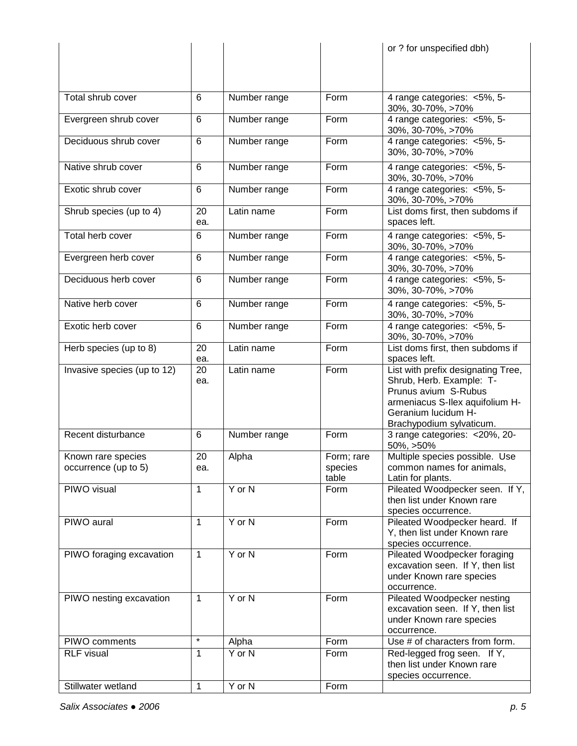| | | | | or ? for unspecified dbh) |
|---|---|---|---|---|
| Total shrub cover | 6 | Number range | Form | 4 range categories: <5%, 5-30%, 30-70%, >70% |
| Evergreen shrub cover | 6 | Number range | Form | 4 range categories: <5%, 5-30%, 30-70%, >70% |
| Deciduous shrub cover | 6 | Number range | Form | 4 range categories: <5%, 5-30%, 30-70%, >70% |
| Native shrub cover | 6 | Number range | Form | 4 range categories: <5%, 5-30%, 30-70%, >70% |
| Exotic shrub cover | 6 | Number range | Form | 4 range categories: <5%, 5-30%, 30-70%, >70% |
| Shrub species (up to 4) | 20 ea. | Latin name | Form | List doms first, then subdoms if spaces left. |
| Total herb cover | 6 | Number range | Form | 4 range categories: <5%, 5-30%, 30-70%, >70% |
| Evergreen herb cover | 6 | Number range | Form | 4 range categories: <5%, 5-30%, 30-70%, >70% |
| Deciduous herb cover | 6 | Number range | Form | 4 range categories: <5%, 5-30%, 30-70%, >70% |
| Native herb cover | 6 | Number range | Form | 4 range categories: <5%, 5-30%, 30-70%, >70% |
| Exotic herb cover | 6 | Number range | Form | 4 range categories: <5%, 5-30%, 30-70%, >70% |
| Herb species (up to 8) | 20 ea. | Latin name | Form | List doms first, then subdoms if spaces left. |
| Invasive species (up to 12) | 20 ea. | Latin name | Form | List with prefix designating Tree, Shrub, Herb. Example: T-Prunus avium S-Rubus armeniacus S-Ilex aquifolium H-Geranium lucidum H-Brachypodium sylvaticum. |
| Recent disturbance | 6 | Number range | Form | 3 range categories: <20%, 20-50%, >50% |
| Known rare species occurrence (up to 5) | 20 ea. | Alpha | Form; rare species table | Multiple species possible. Use common names for animals, Latin for plants. |
| PIWO visual | 1 | Y or N | Form | Pileated Woodpecker seen. If Y, then list under Known rare species occurrence. |
| PIWO aural | 1 | Y or N | Form | Pileated Woodpecker heard. If Y, then list under Known rare species occurrence. |
| PIWO foraging excavation | 1 | Y or N | Form | Pileated Woodpecker foraging excavation seen. If Y, then list under Known rare species occurrence. |
| PIWO nesting excavation | 1 | Y or N | Form | Pileated Woodpecker nesting excavation seen. If Y, then list under Known rare species occurrence. |
| PIWO comments | * | Alpha | Form | Use # of characters from form. |
| RLF visual | 1 | Y or N | Form | Red-legged frog seen. If Y, then list under Known rare species occurrence. |
| Stillwater wetland | 1 | Y or N | Form | |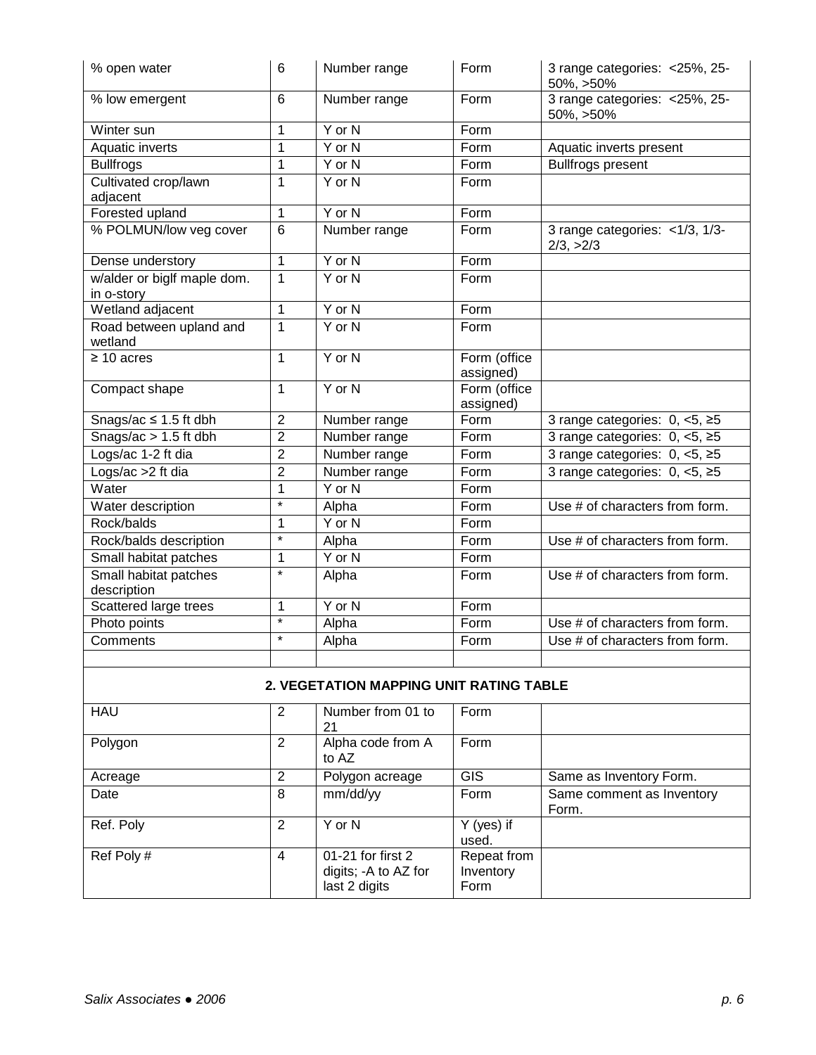| | | | | |
|---|---|---|---|---|
| % open water | 6 | Number range | Form | 3 range categories: <25%, 25-50%, >50% |
| % low emergent | 6 | Number range | Form | 3 range categories: <25%, 25-50%, >50% |
| Winter sun | 1 | Y or N | Form | |
| Aquatic inverts | 1 | Y or N | Form | Aquatic inverts present |
| Bullfrogs | 1 | Y or N | Form | Bullfrogs present |
| Cultivated crop/lawn adjacent | 1 | Y or N | Form | |
| Forested upland | 1 | Y or N | Form | |
| % POLMUN/low veg cover | 6 | Number range | Form | 3 range categories: <1/3, 1/3-2/3, >2/3 |
| Dense understory | 1 | Y or N | Form | |
| w/alder or biglf maple dom. in o-story | 1 | Y or N | Form | |
| Wetland adjacent | 1 | Y or N | Form | |
| Road between upland and wetland | 1 | Y or N | Form | |
| ≥ 10 acres | 1 | Y or N | Form (office assigned) | |
| Compact shape | 1 | Y or N | Form (office assigned) | |
| Snags/ac ≤ 1.5 ft dbh | 2 | Number range | Form | 3 range categories: 0, <5, ≥5 |
| Snags/ac > 1.5 ft dbh | 2 | Number range | Form | 3 range categories: 0, <5, ≥5 |
| Logs/ac 1-2 ft dia | 2 | Number range | Form | 3 range categories: 0, <5, ≥5 |
| Logs/ac >2 ft dia | 2 | Number range | Form | 3 range categories: 0, <5, ≥5 |
| Water | 1 | Y or N | Form | |
| Water description | * | Alpha | Form | Use # of characters from form. |
| Rock/balds | 1 | Y or N | Form | |
| Rock/balds description | * | Alpha | Form | Use # of characters from form. |
| Small habitat patches | 1 | Y or N | Form | |
| Small habitat patches description | * | Alpha | Form | Use # of characters from form. |
| Scattered large trees | 1 | Y or N | Form | |
| Photo points | * | Alpha | Form | Use # of characters from form. |
| Comments | * | Alpha | Form | Use # of characters from form. |
| | | | | |
| **2. VEGETATION MAPPING UNIT RATING TABLE** | | | | |
| HAU | 2 | Number from 01 to 21 | Form | |
| Polygon | 2 | Alpha code from A to AZ | Form | |
| Acreage | 2 | Polygon acreage | GIS | Same as Inventory Form. |
| Date | 8 | mm/dd/yy | Form | Same comment as Inventory Form. |
| Ref. Poly | 2 | Y or N | Y (yes) if used. | |
| Ref Poly # | 4 | 01-21 for first 2 digits; -A to AZ for last 2 digits | Repeat from Inventory Form | |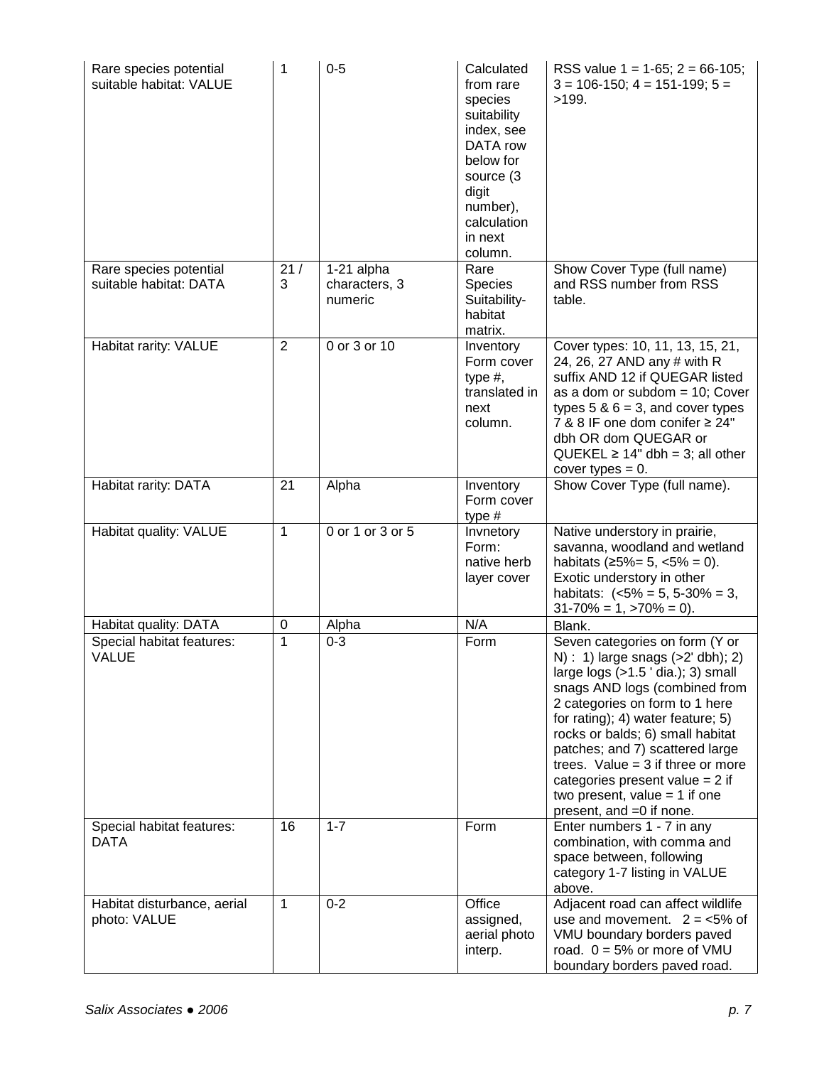| Rare species potential suitable habitat: VALUE | 1 | 0-5 | Calculated from rare species suitability index, see DATA row below for source (3 digit number), calculation in next column. | RSS value 1 = 1-65; 2 = 66-105; 3 = 106-150; 4 = 151-199; 5 = >199. |
|---|---|---|---|---|
| Rare species potential suitable habitat: DATA | 21 / 3 | 1-21 alpha characters, 3 numeric | Rare Species Suitability-habitat matrix. | Show Cover Type (full name) and RSS number from RSS table. |
| Habitat rarity: VALUE | 2 | 0 or 3 or 10 | Inventory Form cover type #, translated in next column. | Cover types: 10, 11, 13, 15, 21, 24, 26, 27 AND any # with R suffix AND 12 if QUEGAR listed as a dom or subdom = 10; Cover types 5 & 6 = 3, and cover types 7 & 8 IF one dom conifer ≥ 24" dbh OR dom QUEGAR or QUEKEL ≥ 14" dbh = 3; all other cover types = 0. |
| Habitat rarity: DATA | 21 | Alpha | Inventory Form cover type # | Show Cover Type (full name). |
| Habitat quality: VALUE | 1 | 0 or 1 or 3 or 5 | Invnetory Form: native herb layer cover | Native understory in prairie, savanna, woodland and wetland habitats (≥5%= 5, <5% = 0). Exotic understory in other habitats: (<5% = 5, 5-30% = 3, 31-70% = 1, >70% = 0). |
| Habitat quality: DATA | 0 | Alpha | N/A | Blank. |
| Special habitat features: VALUE | 1 | 0-3 | Form | Seven categories on form (Y or N) : 1) large snags (>2' dbh); 2) large logs (>1.5 ' dia.); 3) small snags AND logs (combined from 2 categories on form to 1 here for rating); 4) water feature; 5) rocks or balds; 6) small habitat patches; and 7) scattered large trees. Value = 3 if three or more categories present value = 2 if two present, value = 1 if one present, and =0 if none. |
| Special habitat features: DATA | 16 | 1-7 | Form | Enter numbers 1 - 7 in any combination, with comma and space between, following category 1-7 listing in VALUE above. |
| Habitat disturbance, aerial photo: VALUE | 1 | 0-2 | Office assigned, aerial photo interp. | Adjacent road can affect wildlife use and movement. 2 = <5% of VMU boundary borders paved road. 0 = 5% or more of VMU boundary borders paved road. |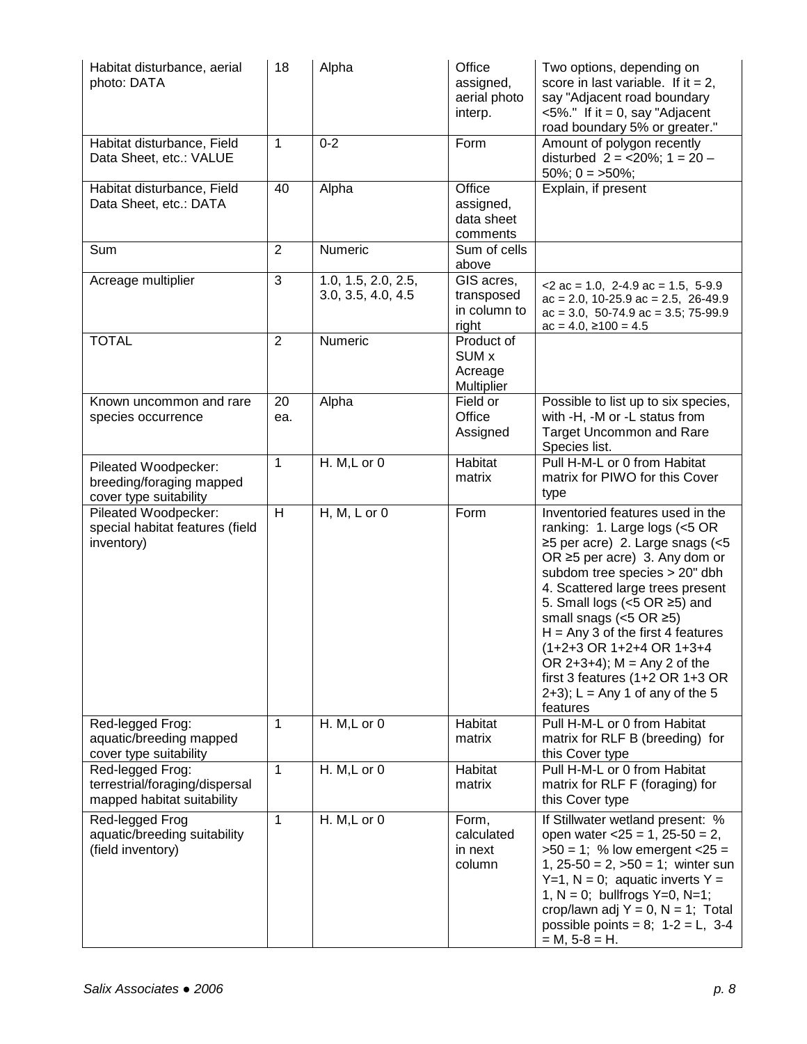| Habitat disturbance, aerial photo: DATA | 18 | Alpha | Office assigned, aerial photo interp. | Two options, depending on score in last variable. If it = 2, say "Adjacent road boundary <5%." If it = 0, say "Adjacent road boundary 5% or greater." |
|---|---|---|---|---|
| Habitat disturbance, Field Data Sheet, etc.: VALUE | 1 | 0-2 | Form | Amount of polygon recently disturbed 2 = <20%; 1 = 20 – 50%; 0 = >50%; |
| Habitat disturbance, Field Data Sheet, etc.: DATA | 40 | Alpha | Office assigned, data sheet comments | Explain, if present |
| Sum | 2 | Numeric | Sum of cells above | |
| Acreage multiplier | 3 | 1.0, 1.5, 2.0, 2.5, 3.0, 3.5, 4.0, 4.5 | GIS acres, transposed in column to right | <2 ac = 1.0, 2-4.9 ac = 1.5, 5-9.9 ac = 2.0, 10-25.9 ac = 2.5, 26-49.9 ac = 3.0, 50-74.9 ac = 3.5; 75-99.9 ac = 4.0, ≥100 = 4.5 |
| TOTAL | 2 | Numeric | Product of SUM x Acreage Multiplier | |
| Known uncommon and rare species occurrence | 20 ea. | Alpha | Field or Office Assigned | Possible to list up to six species, with -H, -M or -L status from Target Uncommon and Rare Species list. |
| Pileated Woodpecker: breeding/foraging mapped cover type suitability | 1 | H. M,L or 0 | Habitat matrix | Pull H-M-L or 0 from Habitat matrix for PIWO for this Cover type |
| Pileated Woodpecker: special habitat features (field inventory) | H | H, M, L or 0 | Form | Inventoried features used in the ranking: 1. Large logs (<5 OR ≥5 per acre) 2. Large snags (<5 OR ≥5 per acre) 3. Any dom or subdom tree species > 20" dbh 4. Scattered large trees present 5. Small logs (<5 OR ≥5) and small snags (<5 OR ≥5) H = Any 3 of the first 4 features (1+2+3 OR 1+2+4 OR 1+3+4 OR 2+3+4); M = Any 2 of the first 3 features (1+2 OR 1+3 OR 2+3); L = Any 1 of any of the 5 features |
| Red-legged Frog: aquatic/breeding mapped cover type suitability | 1 | H. M,L or 0 | Habitat matrix | Pull H-M-L or 0 from Habitat matrix for RLF B (breeding) for this Cover type |
| Red-legged Frog: terrestrial/foraging/dispersal mapped habitat suitability | 1 | H. M,L or 0 | Habitat matrix | Pull H-M-L or 0 from Habitat matrix for RLF F (foraging) for this Cover type |
| Red-legged Frog aquatic/breeding suitability (field inventory) | 1 | H. M,L or 0 | Form, calculated in next column | If Stillwater wetland present: % open water <25 = 1, 25-50 = 2, >50 = 1; % low emergent <25 = 1, 25-50 = 2, >50 = 1; winter sun Y=1, N = 0; aquatic inverts Y = 1, N = 0; bullfrogs Y=0, N=1; crop/lawn adj Y = 0, N = 1; Total possible points = 8; 1-2 = L, 3-4 = M, 5-8 = H. |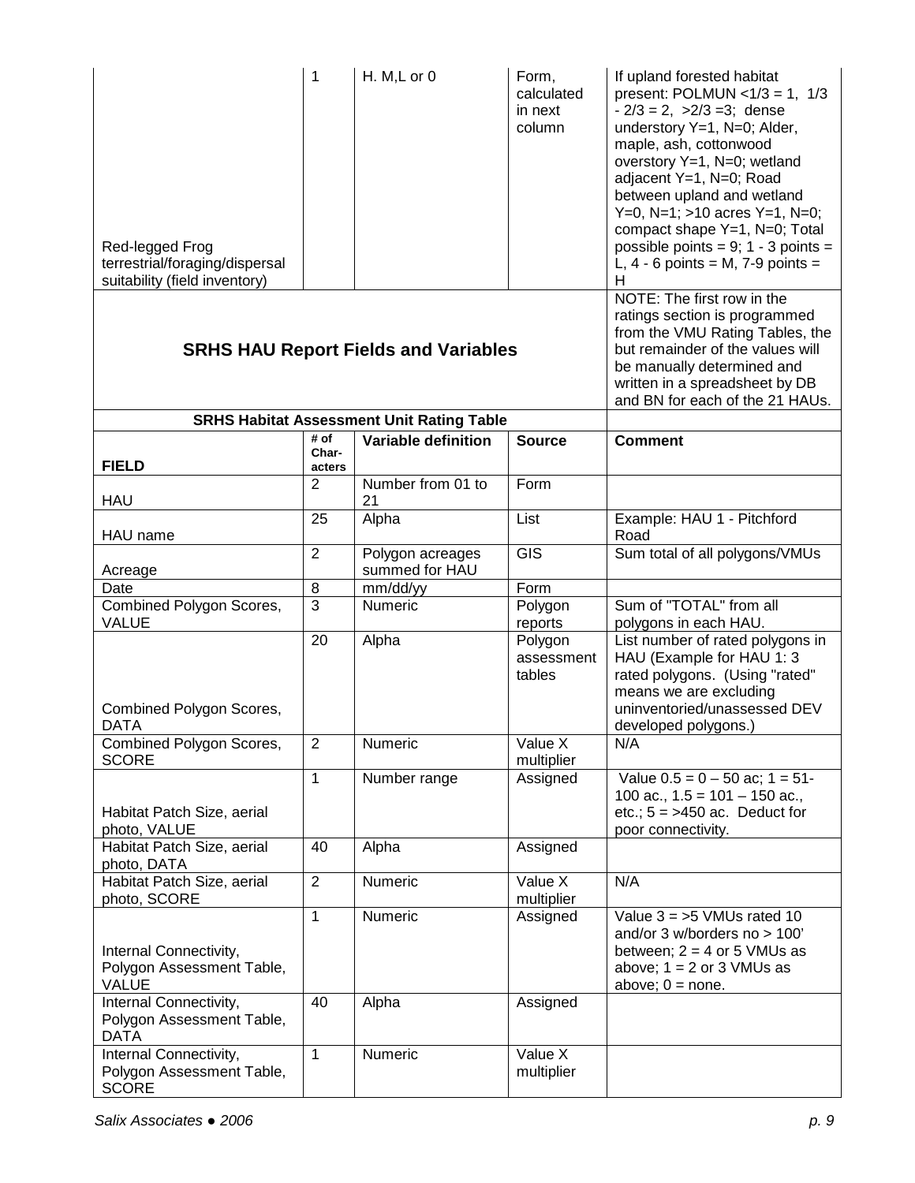| | | | | |
|---|---|---|---|---|
| Red-legged Frog terrestrial/foraging/dispersal suitability (field inventory) | 1 | H. M,L or 0 | Form, calculated in next column | If upland forested habitat present: POLMUN <1/3 = 1, 1/3 - 2/3 = 2, >2/3 =3; dense understory Y=1, N=0; Alder, maple, ash, cottonwood overstory Y=1, N=0; wetland adjacent Y=1, N=0; Road between upland and wetland Y=0, N=1; >10 acres Y=1, N=0; compact shape Y=1, N=0; Total possible points = 9; 1 - 3 points = L, 4 - 6 points = M, 7-9 points = H |

## SRHS HAU Report Fields and Variables

NOTE: The first row in the ratings section is programmed from the VMU Rating Tables, the but remainder of the values will be manually determined and written in a spreadsheet by DB and BN for each of the 21 HAUs.

**SRHS Habitat Assessment Unit Rating Table**

| FIELD | # of Char-acters | Variable definition | Source | Comment |
|---|---|---|---|---|
| HAU | 2 | Number from 01 to 21 | Form | |
| HAU name | 25 | Alpha | List | Example: HAU 1 - Pitchford Road |
| Acreage | 2 | Polygon acreages summed for HAU | GIS | Sum total of all polygons/VMUs |
| Date | 8 | mm/dd/yy | Form | |
| Combined Polygon Scores, VALUE | 3 | Numeric | Polygon reports | Sum of "TOTAL" from all polygons in each HAU. |
| Combined Polygon Scores, DATA | 20 | Alpha | Polygon assessment tables | List number of rated polygons in HAU (Example for HAU 1: 3 rated polygons. (Using "rated" means we are excluding uninventoried/unassessed DEV developed polygons.) |
| Combined Polygon Scores, SCORE | 2 | Numeric | Value X multiplier | N/A |
| Habitat Patch Size, aerial photo, VALUE | 1 | Number range | Assigned | Value 0.5 = 0 – 50 ac; 1 = 51-100 ac., 1.5 = 101 – 150 ac., etc.; 5 = >450 ac. Deduct for poor connectivity. |
| Habitat Patch Size, aerial photo, DATA | 40 | Alpha | Assigned | |
| Habitat Patch Size, aerial photo, SCORE | 2 | Numeric | Value X multiplier | N/A |
| Internal Connectivity, Polygon Assessment Table, VALUE | 1 | Numeric | Assigned | Value 3 = >5 VMUs rated 10 and/or 3 w/borders no > 100' between; 2 = 4 or 5 VMUs as above; 1 = 2 or 3 VMUs as above; 0 = none. |
| Internal Connectivity, Polygon Assessment Table, DATA | 40 | Alpha | Assigned | |
| Internal Connectivity, Polygon Assessment Table, SCORE | 1 | Numeric | Value X multiplier | |

*Salix Associates ● 2006*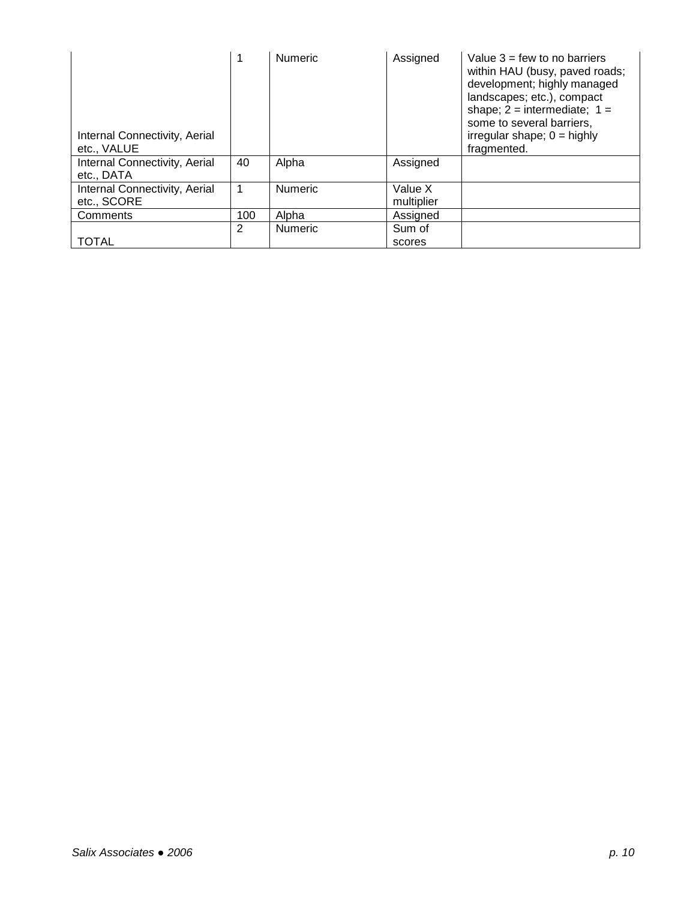| | | | | |
|---|---|---|---|---|
| Internal Connectivity, Aerial etc., VALUE | 1 | Numeric | Assigned | Value 3 = few to no barriers within HAU (busy, paved roads; development; highly managed landscapes; etc.), compact shape; 2 = intermediate; 1 = some to several barriers, irregular shape; 0 = highly fragmented. |
| Internal Connectivity, Aerial etc., DATA | 40 | Alpha | Assigned | |
| Internal Connectivity, Aerial etc., SCORE | 1 | Numeric | Value X multiplier | |
| Comments | 100 | Alpha | Assigned | |
| TOTAL | 2 | Numeric | Sum of scores | |